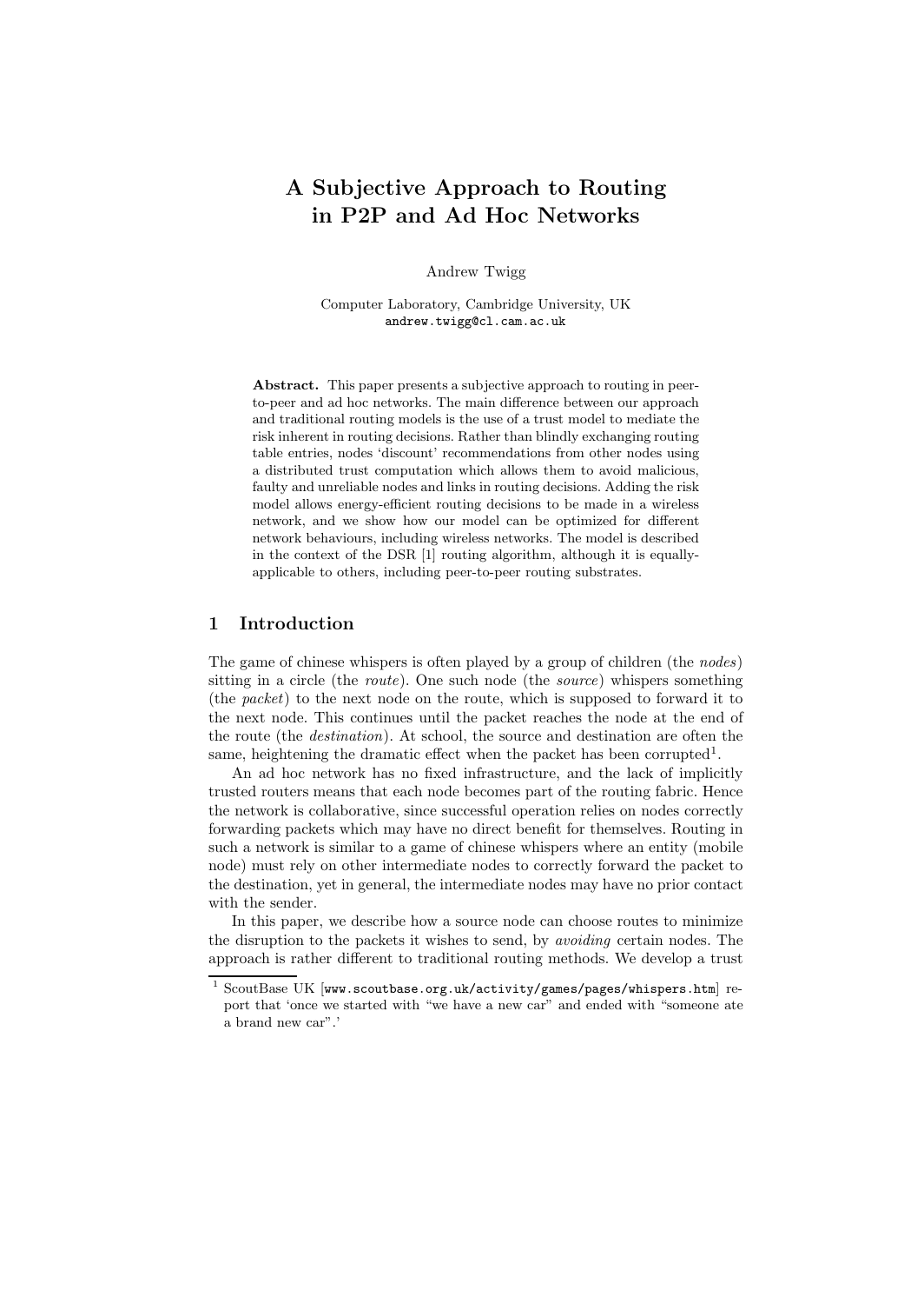# A Subjective Approach to Routing in P2P and Ad Hoc Networks

Andrew Twigg

Computer Laboratory, Cambridge University, UK
andrew.twigg@cl.cam.ac.uk

**Abstract.** This paper presents a subjective approach to routing in peer-to-peer and ad hoc networks. The main difference between our approach and traditional routing models is the use of a trust model to mediate the risk inherent in routing decisions. Rather than blindly exchanging routing table entries, nodes 'discount' recommendations from other nodes using a distributed trust computation which allows them to avoid malicious, faulty and unreliable nodes and links in routing decisions. Adding the risk model allows energy-efficient routing decisions to be made in a wireless network, and we show how our model can be optimized for different network behaviours, including wireless networks. The model is described in the context of the DSR [1] routing algorithm, although it is equally-applicable to others, including peer-to-peer routing substrates.

## 1 Introduction

The game of chinese whispers is often played by a group of children (the *nodes*) sitting in a circle (the *route*). One such node (the *source*) whispers something (the *packet*) to the next node on the route, which is supposed to forward it to the next node. This continues until the packet reaches the node at the end of the route (the *destination*). At school, the source and destination are often the same, heightening the dramatic effect when the packet has been corrupted[1].

An ad hoc network has no fixed infrastructure, and the lack of implicitly trusted routers means that each node becomes part of the routing fabric. Hence the network is collaborative, since successful operation relies on nodes correctly forwarding packets which may have no direct benefit for themselves. Routing in such a network is similar to a game of chinese whispers where an entity (mobile node) must rely on other intermediate nodes to correctly forward the packet to the destination, yet in general, the intermediate nodes may have no prior contact with the sender.

In this paper, we describe how a source node can choose routes to minimize the disruption to the packets it wishes to send, by *avoiding* certain nodes. The approach is rather different to traditional routing methods. We develop a trust

[1] ScoutBase UK [www.scoutbase.org.uk/activity/games/pages/whispers.htm] report that 'once we started with "we have a new car" and ended with "someone ate a brand new car".'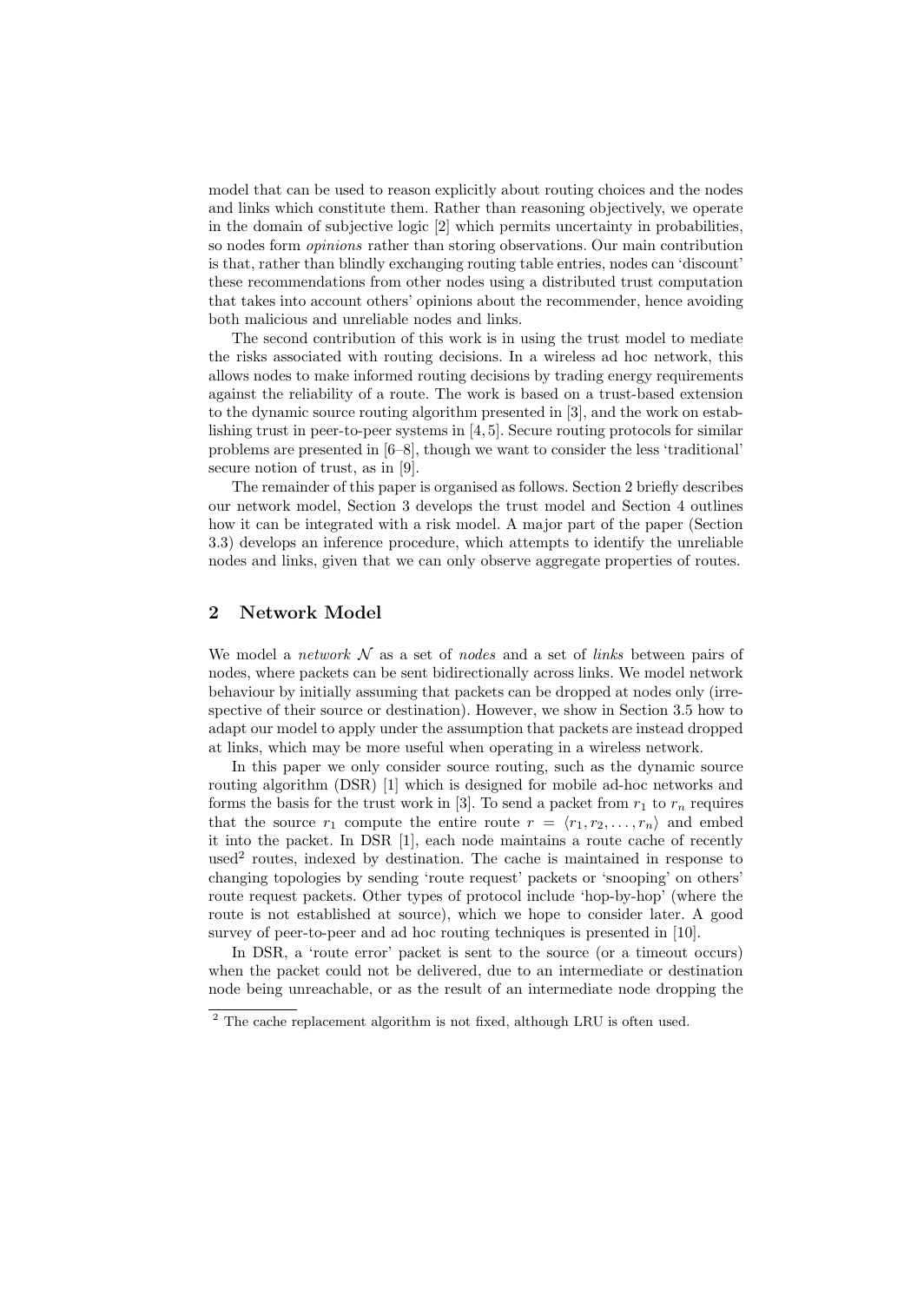model that can be used to reason explicitly about routing choices and the nodes and links which constitute them. Rather than reasoning objectively, we operate in the domain of subjective logic [2] which permits uncertainty in probabilities, so nodes form *opinions* rather than storing observations. Our main contribution is that, rather than blindly exchanging routing table entries, nodes can 'discount' these recommendations from other nodes using a distributed trust computation that takes into account others' opinions about the recommender, hence avoiding both malicious and unreliable nodes and links.

The second contribution of this work is in using the trust model to mediate the risks associated with routing decisions. In a wireless ad hoc network, this allows nodes to make informed routing decisions by trading energy requirements against the reliability of a route. The work is based on a trust-based extension to the dynamic source routing algorithm presented in [3], and the work on establishing trust in peer-to-peer systems in [4, 5]. Secure routing protocols for similar problems are presented in [6–8], though we want to consider the less 'traditional' secure notion of trust, as in [9].

The remainder of this paper is organised as follows. Section 2 briefly describes our network model, Section 3 develops the trust model and Section 4 outlines how it can be integrated with a risk model. A major part of the paper (Section 3.3) develops an inference procedure, which attempts to identify the unreliable nodes and links, given that we can only observe aggregate properties of routes.

## 2 Network Model

We model a *network* $\mathcal{N}$ as a set of *nodes* and a set of *links* between pairs of nodes, where packets can be sent bidirectionally across links. We model network behaviour by initially assuming that packets can be dropped at nodes only (irrespective of their source or destination). However, we show in Section 3.5 how to adapt our model to apply under the assumption that packets are instead dropped at links, which may be more useful when operating in a wireless network.

In this paper we only consider source routing, such as the dynamic source routing algorithm (DSR) [1] which is designed for mobile ad-hoc networks and forms the basis for the trust work in [3]. To send a packet from $r_1$ to $r_n$ requires that the source $r_1$ compute the entire route $r = \langle r_1, r_2, \ldots, r_n \rangle$ and embed it into the packet. In DSR [1], each node maintains a route cache of recently used[2] routes, indexed by destination. The cache is maintained in response to changing topologies by sending 'route request' packets or 'snooping' on others' route request packets. Other types of protocol include 'hop-by-hop' (where the route is not established at source), which we hope to consider later. A good survey of peer-to-peer and ad hoc routing techniques is presented in [10].

In DSR, a 'route error' packet is sent to the source (or a timeout occurs) when the packet could not be delivered, due to an intermediate or destination node being unreachable, or as the result of an intermediate node dropping the

[2] The cache replacement algorithm is not fixed, although LRU is often used.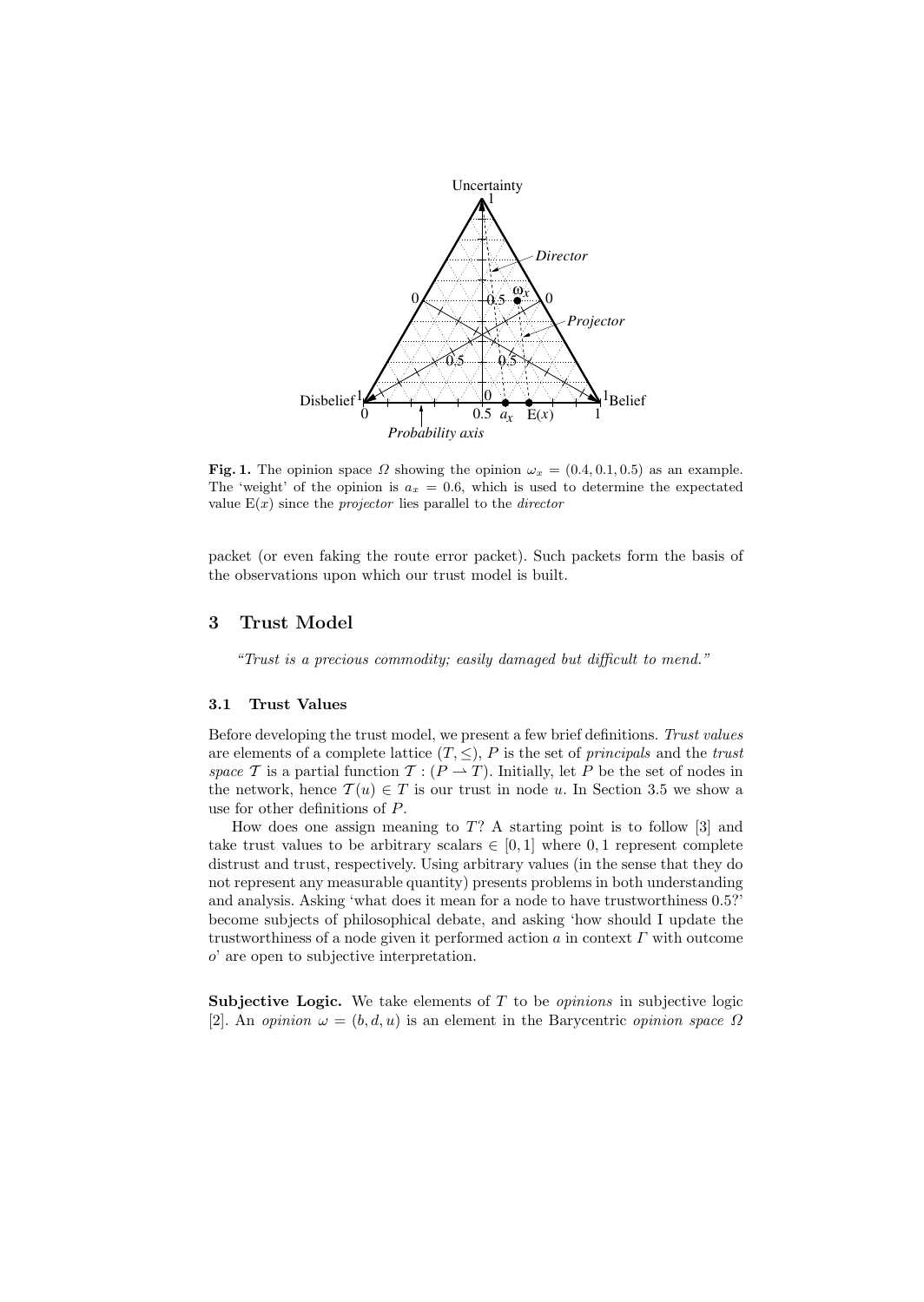**Fig. 1.** The opinion space $\Omega$ showing the opinion $\omega_x = (0.4, 0.1, 0.5)$ as an example. The 'weight' of the opinion is $a_x = 0.6$, which is used to determine the expectated value $\mathrm{E}(x)$ since the *projector* lies parallel to the *director*

packet (or even faking the route error packet). Such packets form the basis of the observations upon which our trust model is built.

## 3 Trust Model

*"Trust is a precious commodity; easily damaged but difficult to mend."*

### 3.1 Trust Values

Before developing the trust model, we present a few brief definitions. *Trust values* are elements of a complete lattice $(T, \leq)$, $P$ is the set of *principals* and the *trust space* $\mathcal{T}$ is a partial function $\mathcal{T} : (P \rightharpoonup T)$. Initially, let $P$ be the set of nodes in the network, hence $\mathcal{T}(u) \in T$ is our trust in node $u$. In Section 3.5 we show a use for other definitions of $P$.

How does one assign meaning to $T$? A starting point is to follow [3] and take trust values to be arbitrary scalars $\in [0, 1]$ where $0, 1$ represent complete distrust and trust, respectively. Using arbitrary values (in the sense that they do not represent any measurable quantity) presents problems in both understanding and analysis. Asking 'what does it mean for a node to have trustworthiness 0.5?' become subjects of philosophical debate, and asking 'how should I update the trustworthiness of a node given it performed action $a$ in context $\Gamma$ with outcome $o$' are open to subjective interpretation.

**Subjective Logic.** We take elements of $T$ to be *opinions* in subjective logic [2]. An *opinion* $\omega = (b, d, u)$ is an element in the Barycentric *opinion space* $\Omega$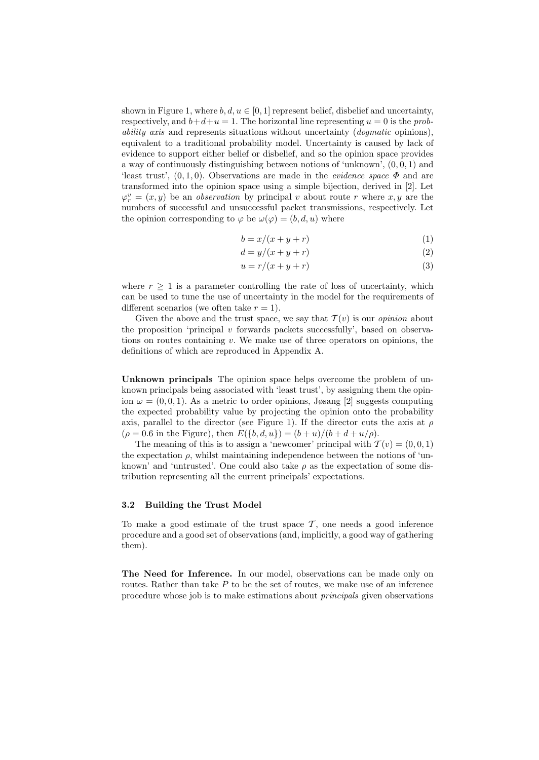shown in Figure 1, where $b, d, u \in [0, 1]$ represent belief, disbelief and uncertainty, respectively, and $b+d+u = 1$. The horizontal line representing $u = 0$ is the *probability axis* and represents situations without uncertainty (*dogmatic* opinions), equivalent to a traditional probability model. Uncertainty is caused by lack of evidence to support either belief or disbelief, and so the opinion space provides a way of continuously distinguishing between notions of 'unknown', $(0, 0, 1)$ and 'least trust', $(0, 1, 0)$. Observations are made in the *evidence space* $\Phi$ and are transformed into the opinion space using a simple bijection, derived in [2]. Let $\varphi_r^v = (x, y)$ be an *observation* by principal $v$ about route $r$ where $x, y$ are the numbers of successful and unsuccessful packet transmissions, respectively. Let the opinion corresponding to $\varphi$ be $\omega(\varphi) = (b, d, u)$ where

$$b = x/(x + y + r) \tag{1}$$

$$d = y/(x + y + r) \tag{2}$$

$$u = r/(x + y + r) \tag{3}$$

where $r \geq 1$ is a parameter controlling the rate of loss of uncertainty, which can be used to tune the use of uncertainty in the model for the requirements of different scenarios (we often take $r = 1$).

Given the above and the trust space, we say that $\mathcal{T}(v)$ is our *opinion* about the proposition 'principal $v$ forwards packets successfully', based on observations on routes containing $v$. We make use of three operators on opinions, the definitions of which are reproduced in Appendix A.

**Unknown principals** The opinion space helps overcome the problem of unknown principals being associated with 'least trust', by assigning them the opinion $\omega = (0, 0, 1)$. As a metric to order opinions, Jøsang [2] suggests computing the expected probability value by projecting the opinion onto the probability axis, parallel to the director (see Figure 1). If the director cuts the axis at $\rho$ ($\rho = 0.6$ in the Figure), then $E(\{b, d, u\}) = (b + u)/(b + d + u/\rho)$.

The meaning of this is to assign a 'newcomer' principal with $\mathcal{T}(v) = (0, 0, 1)$ the expectation $\rho$, whilst maintaining independence between the notions of 'unknown' and 'untrusted'. One could also take $\rho$ as the expectation of some distribution representing all the current principals' expectations.

### 3.2 Building the Trust Model

To make a good estimate of the trust space $\mathcal{T}$, one needs a good inference procedure and a good set of observations (and, implicitly, a good way of gathering them).

**The Need for Inference.** In our model, observations can be made only on routes. Rather than take $P$ to be the set of routes, we make use of an inference procedure whose job is to make estimations about *principals* given observations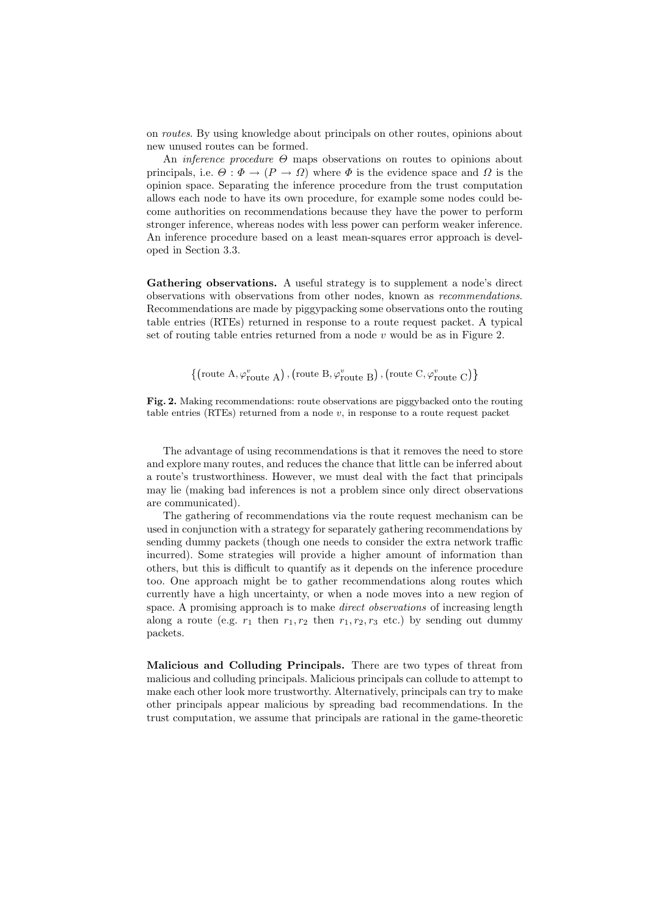on *routes*. By using knowledge about principals on other routes, opinions about new unused routes can be formed.

An *inference procedure* $\Theta$ maps observations on routes to opinions about principals, i.e. $\Theta : \Phi \rightarrow (P \rightarrow \Omega)$ where $\Phi$ is the evidence space and $\Omega$ is the opinion space. Separating the inference procedure from the trust computation allows each node to have its own procedure, for example some nodes could become authorities on recommendations because they have the power to perform stronger inference, whereas nodes with less power can perform weaker inference. An inference procedure based on a least mean-squares error approach is developed in Section 3.3.

**Gathering observations.** A useful strategy is to supplement a node's direct observations with observations from other nodes, known as *recommendations*. Recommendations are made by piggypacking some observations onto the routing table entries (RTEs) returned in response to a route request packet. A typical set of routing table entries returned from a node $v$ would be as in Figure 2.

$$\left\{ \left(\text{route A}, \varphi^{v}_{\text{route A}}\right), \left(\text{route B}, \varphi^{v}_{\text{route B}}\right), \left(\text{route C}, \varphi^{v}_{\text{route C}}\right) \right\}$$

**Fig. 2.** Making recommendations: route observations are piggybacked onto the routing table entries (RTEs) returned from a node $v$, in response to a route request packet

The advantage of using recommendations is that it removes the need to store and explore many routes, and reduces the chance that little can be inferred about a route's trustworthiness. However, we must deal with the fact that principals may lie (making bad inferences is not a problem since only direct observations are communicated).

The gathering of recommendations via the route request mechanism can be used in conjunction with a strategy for separately gathering recommendations by sending dummy packets (though one needs to consider the extra network traffic incurred). Some strategies will provide a higher amount of information than others, but this is difficult to quantify as it depends on the inference procedure too. One approach might be to gather recommendations along routes which currently have a high uncertainty, or when a node moves into a new region of space. A promising approach is to make *direct observations* of increasing length along a route (e.g. $r_1$ then $r_1, r_2$ then $r_1, r_2, r_3$ etc.) by sending out dummy packets.

**Malicious and Colluding Principals.** There are two types of threat from malicious and colluding principals. Malicious principals can collude to attempt to make each other look more trustworthy. Alternatively, principals can try to make other principals appear malicious by spreading bad recommendations. In the trust computation, we assume that principals are rational in the game-theoretic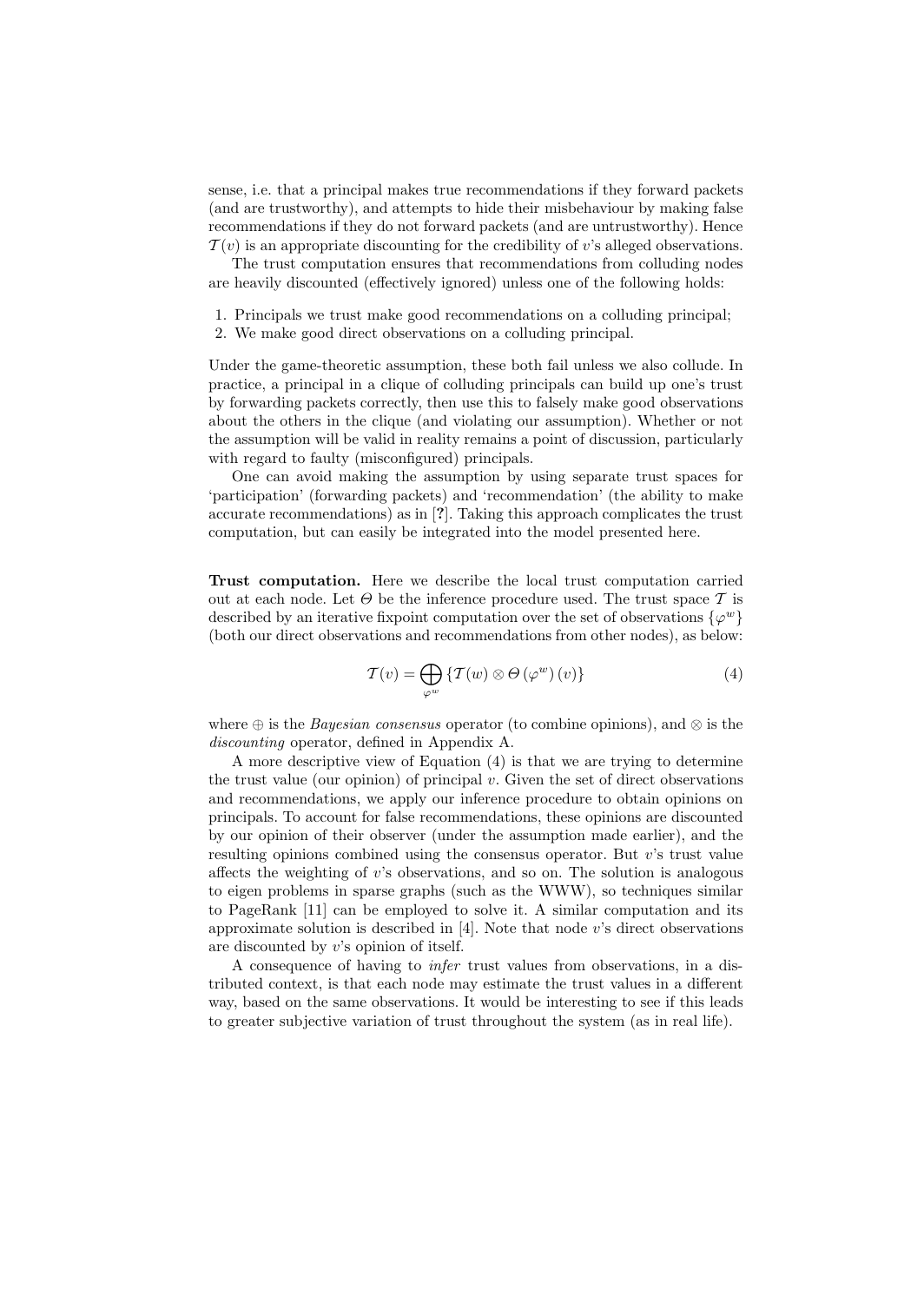sense, i.e. that a principal makes true recommendations if they forward packets (and are trustworthy), and attempts to hide their misbehaviour by making false recommendations if they do not forward packets (and are untrustworthy). Hence $\mathcal{T}(v)$ is an appropriate discounting for the credibility of $v$'s alleged observations.

The trust computation ensures that recommendations from colluding nodes are heavily discounted (effectively ignored) unless one of the following holds:

1. Principals we trust make good recommendations on a colluding principal;
2. We make good direct observations on a colluding principal.

Under the game-theoretic assumption, these both fail unless we also collude. In practice, a principal in a clique of colluding principals can build up one's trust by forwarding packets correctly, then use this to falsely make good observations about the others in the clique (and violating our assumption). Whether or not the assumption will be valid in reality remains a point of discussion, particularly with regard to faulty (misconfigured) principals.

One can avoid making the assumption by using separate trust spaces for 'participation' (forwarding packets) and 'recommendation' (the ability to make accurate recommendations) as in [**?**]. Taking this approach complicates the trust computation, but can easily be integrated into the model presented here.

**Trust computation.** Here we describe the local trust computation carried out at each node. Let $\Theta$ be the inference procedure used. The trust space $\mathcal{T}$ is described by an iterative fixpoint computation over the set of observations $\{\varphi^w\}$ (both our direct observations and recommendations from other nodes), as below:

$$\mathcal{T}(v) = \bigoplus_{\varphi^w} \{\mathcal{T}(w) \otimes \Theta\left(\varphi^w\right)(v)\} \tag{4}$$

where $\oplus$ is the *Bayesian consensus* operator (to combine opinions), and $\otimes$ is the *discounting* operator, defined in Appendix A.

A more descriptive view of Equation (4) is that we are trying to determine the trust value (our opinion) of principal $v$. Given the set of direct observations and recommendations, we apply our inference procedure to obtain opinions on principals. To account for false recommendations, these opinions are discounted by our opinion of their observer (under the assumption made earlier), and the resulting opinions combined using the consensus operator. But $v$'s trust value affects the weighting of $v$'s observations, and so on. The solution is analogous to eigen problems in sparse graphs (such as the WWW), so techniques similar to PageRank [11] can be employed to solve it. A similar computation and its approximate solution is described in [4]. Note that node $v$'s direct observations are discounted by $v$'s opinion of itself.

A consequence of having to *infer* trust values from observations, in a distributed context, is that each node may estimate the trust values in a different way, based on the same observations. It would be interesting to see if this leads to greater subjective variation of trust throughout the system (as in real life).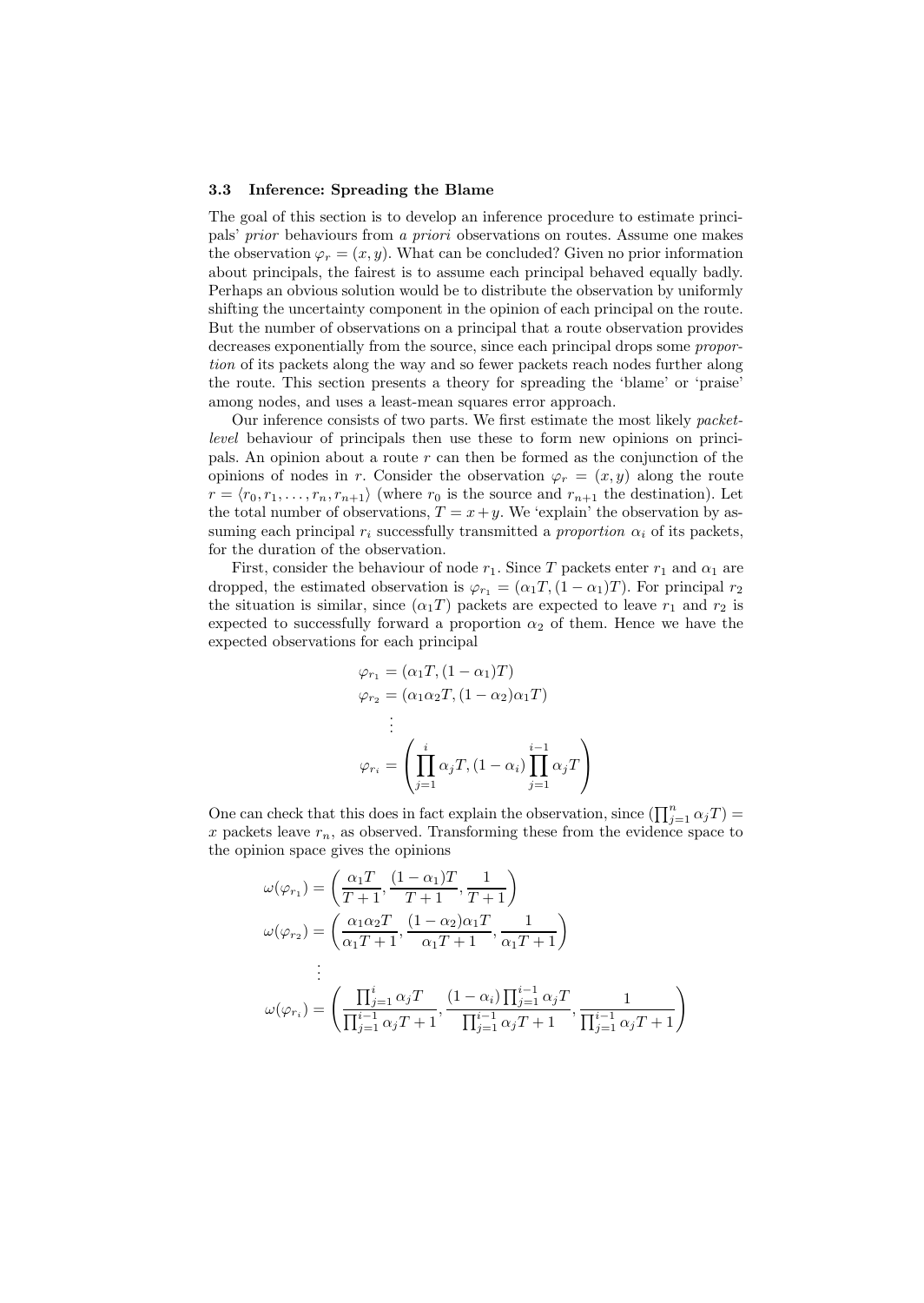### 3.3 Inference: Spreading the Blame

The goal of this section is to develop an inference procedure to estimate principals' *prior* behaviours from *a priori* observations on routes. Assume one makes the observation $\varphi_r = (x, y)$. What can be concluded? Given no prior information about principals, the fairest is to assume each principal behaved equally badly. Perhaps an obvious solution would be to distribute the observation by uniformly shifting the uncertainty component in the opinion of each principal on the route. But the number of observations on a principal that a route observation provides decreases exponentially from the source, since each principal drops some *proportion* of its packets along the way and so fewer packets reach nodes further along the route. This section presents a theory for spreading the 'blame' or 'praise' among nodes, and uses a least-mean squares error approach.

Our inference consists of two parts. We first estimate the most likely *packet-level* behaviour of principals then use these to form new opinions on principals. An opinion about a route $r$ can then be formed as the conjunction of the opinions of nodes in $r$. Consider the observation $\varphi_r = (x, y)$ along the route $r = \langle r_0, r_1, \ldots, r_n, r_{n+1} \rangle$ (where $r_0$ is the source and $r_{n+1}$ the destination). Let the total number of observations, $T = x + y$. We 'explain' the observation by assuming each principal $r_i$ successfully transmitted a *proportion* $\alpha_i$ of its packets, for the duration of the observation.

First, consider the behaviour of node $r_1$. Since $T$ packets enter $r_1$ and $\alpha_1$ are dropped, the estimated observation is $\varphi_{r_1} = (\alpha_1 T, (1 - \alpha_1)T)$. For principal $r_2$ the situation is similar, since $(\alpha_1 T)$ packets are expected to leave $r_1$ and $r_2$ is expected to successfully forward a proportion $\alpha_2$ of them. Hence we have the expected observations for each principal

$$
\begin{aligned}
\varphi_{r_1} &= (\alpha_1 T, (1 - \alpha_1)T) \\
\varphi_{r_2} &= (\alpha_1 \alpha_2 T, (1 - \alpha_2)\alpha_1 T) \\
&\ \ \vdots \\
\varphi_{r_i} &= \left( \prod_{j=1}^{i} \alpha_j T, (1 - \alpha_i) \prod_{j=1}^{i-1} \alpha_j T \right)
\end{aligned}
$$

One can check that this does in fact explain the observation, since $(\prod_{j=1}^{n} \alpha_j T) = x$ packets leave $r_n$, as observed. Transforming these from the evidence space to the opinion space gives the opinions

$$
\begin{aligned}
\omega(\varphi_{r_1}) &= \left( \frac{\alpha_1 T}{T+1}, \frac{(1-\alpha_1)T}{T+1}, \frac{1}{T+1} \right) \\
\omega(\varphi_{r_2}) &= \left( \frac{\alpha_1 \alpha_2 T}{\alpha_1 T + 1}, \frac{(1-\alpha_2)\alpha_1 T}{\alpha_1 T + 1}, \frac{1}{\alpha_1 T + 1} \right) \\
&\ \ \vdots \\
\omega(\varphi_{r_i}) &= \left( \frac{\prod_{j=1}^{i} \alpha_j T}{\prod_{j=1}^{i-1} \alpha_j T + 1}, \frac{(1-\alpha_i)\prod_{j=1}^{i-1} \alpha_j T}{\prod_{j=1}^{i-1} \alpha_j T + 1}, \frac{1}{\prod_{j=1}^{i-1} \alpha_j T + 1} \right)
\end{aligned}
$$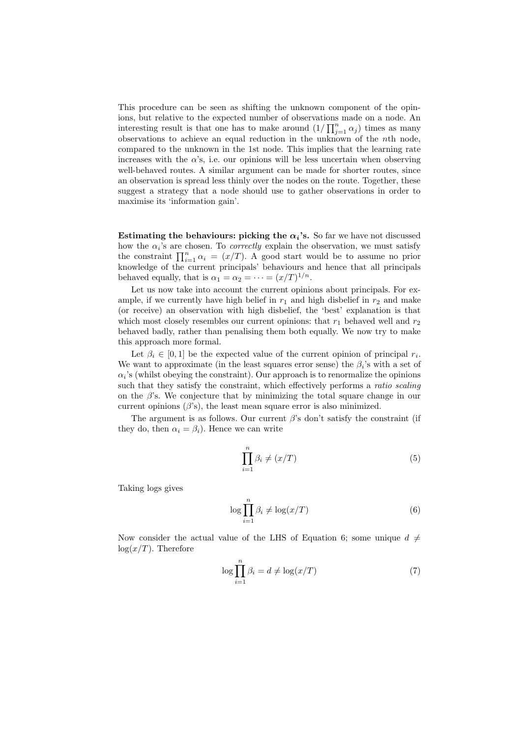This procedure can be seen as shifting the unknown component of the opinions, but relative to the expected number of observations made on a node. An interesting result is that one has to make around $(1/\prod_{j=1}^{n}\alpha_j)$ times as many observations to achieve an equal reduction in the unknown of the $n$th node, compared to the unknown in the 1st node. This implies that the learning rate increases with the $\alpha$'s, i.e. our opinions will be less uncertain when observing well-behaved routes. A similar argument can be made for shorter routes, since an observation is spread less thinly over the nodes on the route. Together, these suggest a strategy that a node should use to gather observations in order to maximise its 'information gain'.

**Estimating the behaviours: picking the $\alpha_i$'s.** So far we have not discussed how the $\alpha_i$'s are chosen. To *correctly* explain the observation, we must satisfy the constraint $\prod_{i=1}^{n}\alpha_i = (x/T)$. A good start would be to assume no prior knowledge of the current principals' behaviours and hence that all principals behaved equally, that is $\alpha_1 = \alpha_2 = \cdots = (x/T)^{1/n}$.

Let us now take into account the current opinions about principals. For example, if we currently have high belief in $r_1$ and high disbelief in $r_2$ and make (or receive) an observation with high disbelief, the 'best' explanation is that which most closely resembles our current opinions: that $r_1$ behaved well and $r_2$ behaved badly, rather than penalising them both equally. We now try to make this approach more formal.

Let $\beta_i \in [0,1]$ be the expected value of the current opinion of principal $r_i$. We want to approximate (in the least squares error sense) the $\beta_i$'s with a set of $\alpha_i$'s (whilst obeying the constraint). Our approach is to renormalize the opinions such that they satisfy the constraint, which effectively performs a *ratio scaling* on the $\beta$'s. We conjecture that by minimizing the total square change in our current opinions ($\beta$'s), the least mean square error is also minimized.

The argument is as follows. Our current $\beta$'s don't satisfy the constraint (if they do, then $\alpha_i = \beta_i$). Hence we can write

$$\prod_{i=1}^{n}\beta_i \neq (x/T) \tag{5}$$

Taking logs gives

$$\log\prod_{i=1}^{n}\beta_i \neq \log(x/T) \tag{6}$$

Now consider the actual value of the LHS of Equation 6; some unique $d \neq \log(x/T)$. Therefore

$$\log\prod_{i=1}^{n}\beta_i = d \neq \log(x/T) \tag{7}$$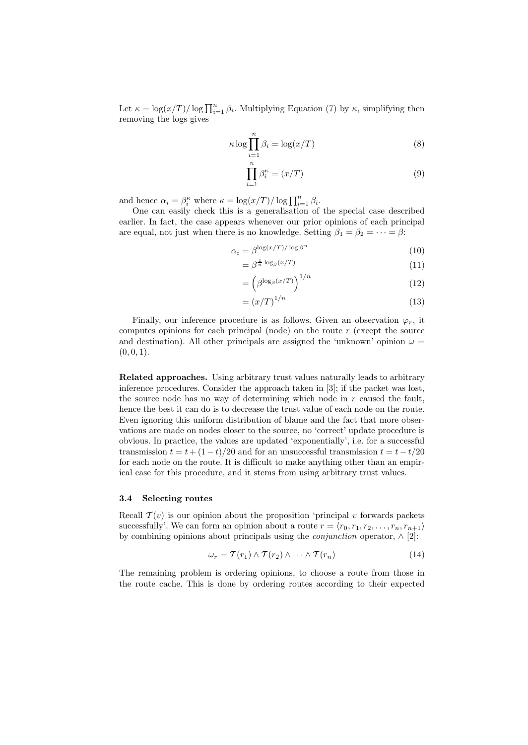Let $\kappa = \log(x/T) / \log \prod_{i=1}^{n} \beta_i$. Multiplying Equation (7) by $\kappa$, simplifying then removing the logs gives

$$\kappa \log \prod_{i=1}^{n} \beta_i = \log(x/T) \tag{8}$$

$$\prod_{i=1}^{n} \beta_i^{\kappa} = (x/T) \tag{9}$$

and hence $\alpha_i = \beta_i^{\kappa}$ where $\kappa = \log(x/T) / \log \prod_{i=1}^{n} \beta_i$.

One can easily check this is a generalisation of the special case described earlier. In fact, the case appears whenever our prior opinions of each principal are equal, not just when there is no knowledge. Setting $\beta_1 = \beta_2 = \cdots = \beta$:

$$\alpha_i = \beta^{\log(x/T)/\log \beta^n} \tag{10}$$

$$= \beta^{\frac{1}{n} \log_\beta (x/T)} \tag{11}$$

$$= \left( \beta^{\log_\beta (x/T)} \right)^{1/n} \tag{12}$$

$$= (x/T)^{1/n} \tag{13}$$

Finally, our inference procedure is as follows. Given an observation $\varphi_r$, it computes opinions for each principal (node) on the route $r$ (except the source and destination). All other principals are assigned the 'unknown' opinion $\omega = (0, 0, 1)$.

**Related approaches.** Using arbitrary trust values naturally leads to arbitrary inference procedures. Consider the approach taken in [3]; if the packet was lost, the source node has no way of determining which node in $r$ caused the fault, hence the best it can do is to decrease the trust value of each node on the route. Even ignoring this uniform distribution of blame and the fact that more observations are made on nodes closer to the source, no 'correct' update procedure is obvious. In practice, the values are updated 'exponentially', i.e. for a successful transmission $t = t + (1-t)/20$ and for an unsuccessful transmission $t = t - t/20$ for each node on the route. It is difficult to make anything other than an empirical case for this procedure, and it stems from using arbitrary trust values.

### 3.4 Selecting routes

Recall $\mathcal{T}(v)$ is our opinion about the proposition 'principal $v$ forwards packets successfully'. We can form an opinion about a route $r = \langle r_0, r_1, r_2, \ldots, r_n, r_{n+1} \rangle$ by combining opinions about principals using the *conjunction* operator, $\wedge$ [2]:

$$\omega_r = \mathcal{T}(r_1) \wedge \mathcal{T}(r_2) \wedge \cdots \wedge \mathcal{T}(r_n) \tag{14}$$

The remaining problem is ordering opinions, to choose a route from those in the route cache. This is done by ordering routes according to their expected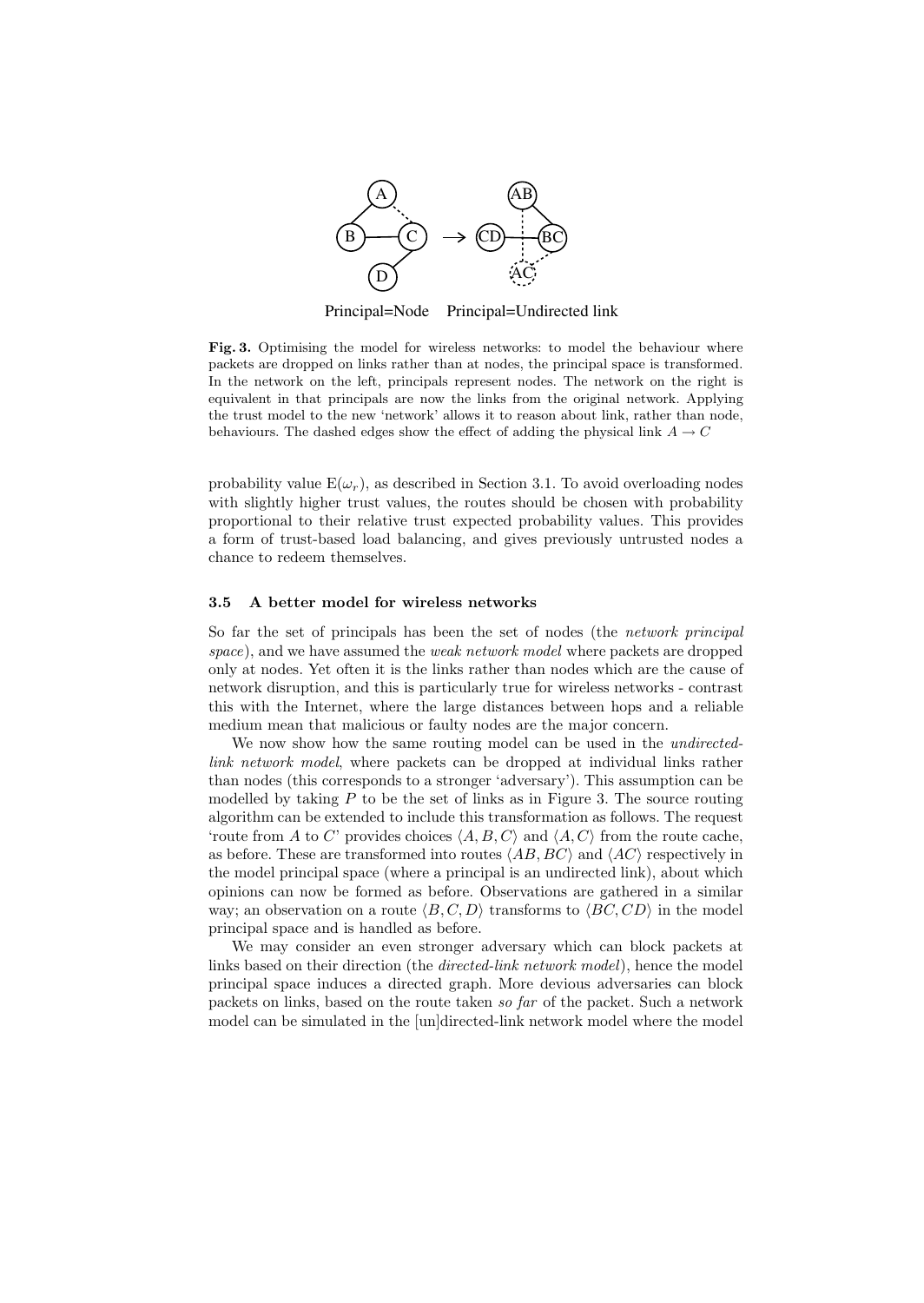Principal=Node    Principal=Undirected link

**Fig. 3.** Optimising the model for wireless networks: to model the behaviour where packets are dropped on links rather than at nodes, the principal space is transformed. In the network on the left, principals represent nodes. The network on the right is equivalent in that principals are now the links from the original network. Applying the trust model to the new 'network' allows it to reason about link, rather than node, behaviours. The dashed edges show the effect of adding the physical link $A \to C$

probability value $\mathrm{E}(\omega_r)$, as described in Section 3.1. To avoid overloading nodes with slightly higher trust values, the routes should be chosen with probability proportional to their relative trust expected probability values. This provides a form of trust-based load balancing, and gives previously untrusted nodes a chance to redeem themselves.

### 3.5 A better model for wireless networks

So far the set of principals has been the set of nodes (the *network principal space*), and we have assumed the *weak network model* where packets are dropped only at nodes. Yet often it is the links rather than nodes which are the cause of network disruption, and this is particularly true for wireless networks - contrast this with the Internet, where the large distances between hops and a reliable medium mean that malicious or faulty nodes are the major concern.

We now show how the same routing model can be used in the *undirected-link network model*, where packets can be dropped at individual links rather than nodes (this corresponds to a stronger 'adversary'). This assumption can be modelled by taking $P$ to be the set of links as in Figure 3. The source routing algorithm can be extended to include this transformation as follows. The request 'route from $A$ to $C$' provides choices $\langle A, B, C \rangle$ and $\langle A, C \rangle$ from the route cache, as before. These are transformed into routes $\langle AB, BC \rangle$ and $\langle AC \rangle$ respectively in the model principal space (where a principal is an undirected link), about which opinions can now be formed as before. Observations are gathered in a similar way; an observation on a route $\langle B, C, D \rangle$ transforms to $\langle BC, CD \rangle$ in the model principal space and is handled as before.

We may consider an even stronger adversary which can block packets at links based on their direction (the *directed-link network model*), hence the model principal space induces a directed graph. More devious adversaries can block packets on links, based on the route taken *so far* of the packet. Such a network model can be simulated in the [un]directed-link network model where the model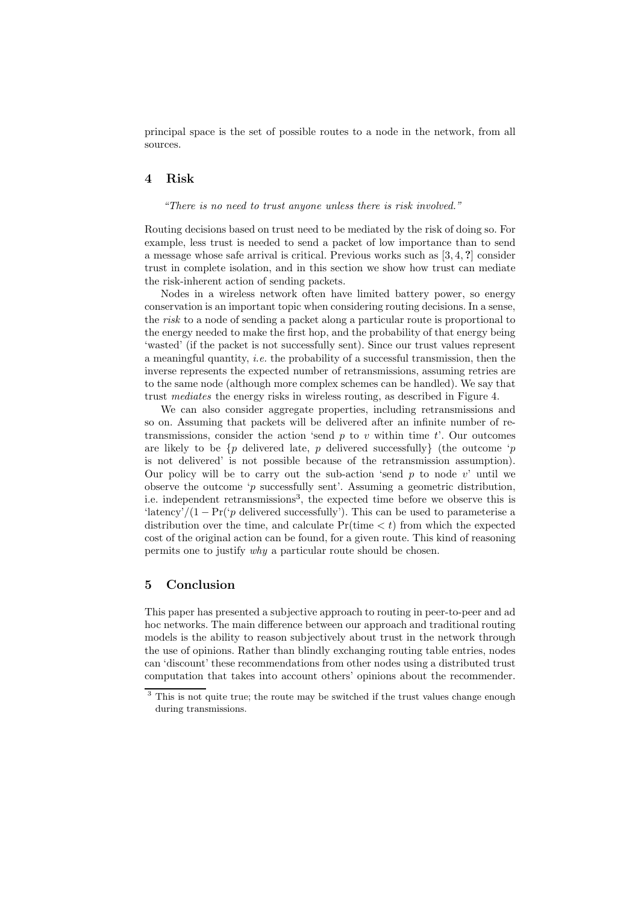principal space is the set of possible routes to a node in the network, from all sources.

## 4 Risk

*"There is no need to trust anyone unless there is risk involved."*

Routing decisions based on trust need to be mediated by the risk of doing so. For example, less trust is needed to send a packet of low importance than to send a message whose safe arrival is critical. Previous works such as [3, 4, ?] consider trust in complete isolation, and in this section we show how trust can mediate the risk-inherent action of sending packets.

Nodes in a wireless network often have limited battery power, so energy conservation is an important topic when considering routing decisions. In a sense, the *risk* to a node of sending a packet along a particular route is proportional to the energy needed to make the first hop, and the probability of that energy being 'wasted' (if the packet is not successfully sent). Since our trust values represent a meaningful quantity, *i.e.* the probability of a successful transmission, then the inverse represents the expected number of retransmissions, assuming retries are to the same node (although more complex schemes can be handled). We say that trust *mediates* the energy risks in wireless routing, as described in Figure 4.

We can also consider aggregate properties, including retransmissions and so on. Assuming that packets will be delivered after an infinite number of retransmissions, consider the action 'send $p$ to $v$ within time $t$'. Our outcomes are likely to be $\{p$ delivered late, $p$ delivered successfully$\}$ (the outcome '$p$ is not delivered' is not possible because of the retransmission assumption). Our policy will be to carry out the sub-action 'send $p$ to node $v$' until we observe the outcome '$p$ successfully sent'. Assuming a geometric distribution, i.e. independent retransmissions[3], the expected time before we observe this is 'latency'$/(1 - \Pr($'$p$ delivered successfully'$))$. This can be used to parameterise a distribution over the time, and calculate $\Pr(\text{time} < t)$ from which the expected cost of the original action can be found, for a given route. This kind of reasoning permits one to justify *why* a particular route should be chosen.

## 5 Conclusion

This paper has presented a subjective approach to routing in peer-to-peer and ad hoc networks. The main difference between our approach and traditional routing models is the ability to reason subjectively about trust in the network through the use of opinions. Rather than blindly exchanging routing table entries, nodes can 'discount' these recommendations from other nodes using a distributed trust computation that takes into account others' opinions about the recommender.

[3] This is not quite true; the route may be switched if the trust values change enough during transmissions.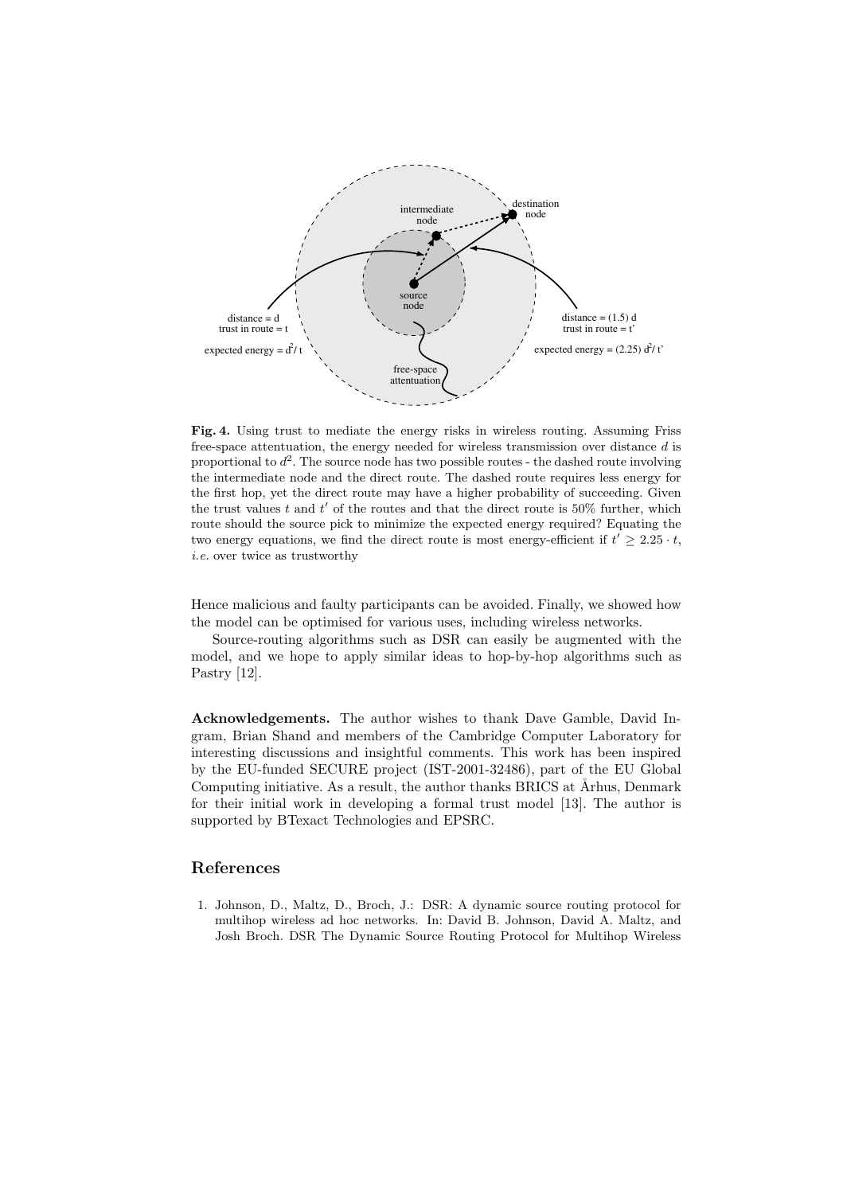**Fig. 4.** Using trust to mediate the energy risks in wireless routing. Assuming Friss free-space attentuation, the energy needed for wireless transmission over distance $d$ is proportional to $d^2$. The source node has two possible routes - the dashed route involving the intermediate node and the direct route. The dashed route requires less energy for the first hop, yet the direct route may have a higher probability of succeeding. Given the trust values $t$ and $t'$ of the routes and that the direct route is 50% further, which route should the source pick to minimize the expected energy required? Equating the two energy equations, we find the direct route is most energy-efficient if $t' \geq 2.25 \cdot t$, *i.e.* over twice as trustworthy

Hence malicious and faulty participants can be avoided. Finally, we showed how the model can be optimised for various uses, including wireless networks.

Source-routing algorithms such as DSR can easily be augmented with the model, and we hope to apply similar ideas to hop-by-hop algorithms such as Pastry [12].

**Acknowledgements.** The author wishes to thank Dave Gamble, David Ingram, Brian Shand and members of the Cambridge Computer Laboratory for interesting discussions and insightful comments. This work has been inspired by the EU-funded SECURE project (IST-2001-32486), part of the EU Global Computing initiative. As a result, the author thanks BRICS at Århus, Denmark for their initial work in developing a formal trust model [13]. The author is supported by BTexact Technologies and EPSRC.

## References

1. Johnson, D., Maltz, D., Broch, J.: DSR: A dynamic source routing protocol for multihop wireless ad hoc networks. In: David B. Johnson, David A. Maltz, and Josh Broch. DSR The Dynamic Source Routing Protocol for Multihop Wireless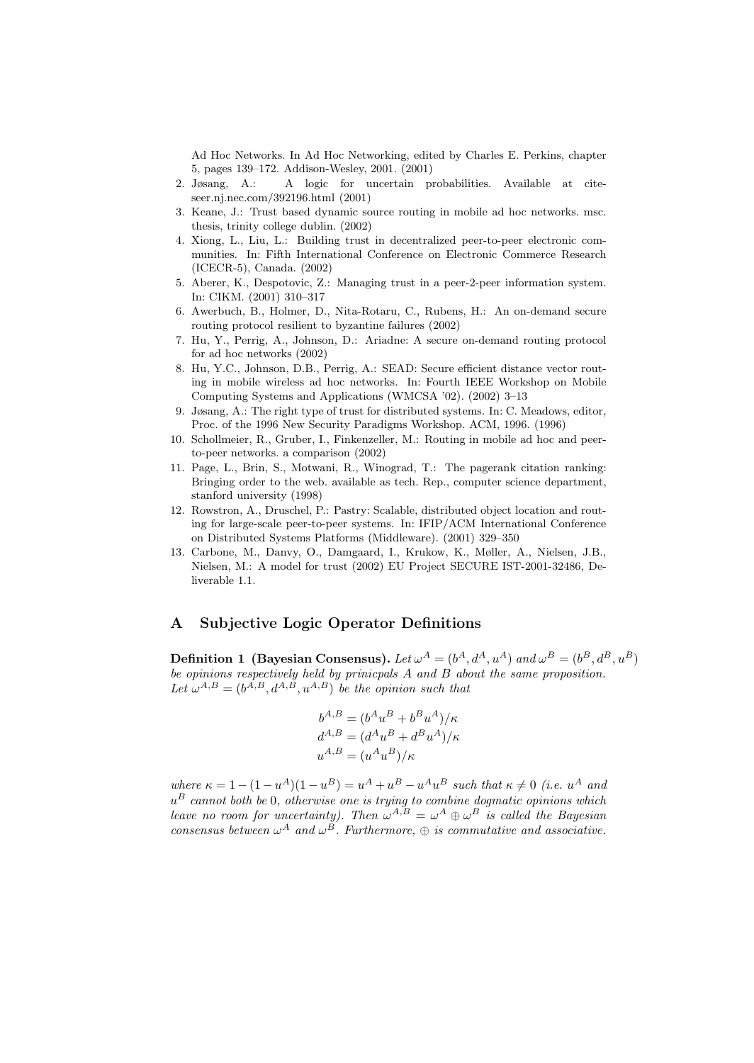Ad Hoc Networks. In Ad Hoc Networking, edited by Charles E. Perkins, chapter 5, pages 139–172. Addison-Wesley, 2001. (2001)

2. Jøsang, A.: A logic for uncertain probabilities. Available at citeseer.nj.nec.com/392196.html (2001)
3. Keane, J.: Trust based dynamic source routing in mobile ad hoc networks. msc. thesis, trinity college dublin. (2002)
4. Xiong, L., Liu, L.: Building trust in decentralized peer-to-peer electronic communities. In: Fifth International Conference on Electronic Commerce Research (ICECR-5), Canada. (2002)
5. Aberer, K., Despotovic, Z.: Managing trust in a peer-2-peer information system. In: CIKM. (2001) 310–317
6. Awerbuch, B., Holmer, D., Nita-Rotaru, C., Rubens, H.: An on-demand secure routing protocol resilient to byzantine failures (2002)
7. Hu, Y., Perrig, A., Johnson, D.: Ariadne: A secure on-demand routing protocol for ad hoc networks (2002)
8. Hu, Y.C., Johnson, D.B., Perrig, A.: SEAD: Secure efficient distance vector routing in mobile wireless ad hoc networks. In: Fourth IEEE Workshop on Mobile Computing Systems and Applications (WMCSA '02). (2002) 3–13
9. Jøsang, A.: The right type of trust for distributed systems. In: C. Meadows, editor, Proc. of the 1996 New Security Paradigms Workshop. ACM, 1996. (1996)
10. Schollmeier, R., Gruber, I., Finkenzeller, M.: Routing in mobile ad hoc and peer-to-peer networks. a comparison (2002)
11. Page, L., Brin, S., Motwani, R., Winograd, T.: The pagerank citation ranking: Bringing order to the web. available as tech. Rep., computer science department, stanford university (1998)
12. Rowstron, A., Druschel, P.: Pastry: Scalable, distributed object location and routing for large-scale peer-to-peer systems. In: IFIP/ACM International Conference on Distributed Systems Platforms (Middleware). (2001) 329–350
13. Carbone, M., Danvy, O., Damgaard, I., Krukow, K., Møller, A., Nielsen, J.B., Nielsen, M.: A model for trust (2002) EU Project SECURE IST-2001-32486, Deliverable 1.1.

## A Subjective Logic Operator Definitions

**Definition 1 (Bayesian Consensus).** *Let $\omega^A = (b^A, d^A, u^A)$ and $\omega^B = (b^B, d^B, u^B)$ be opinions respectively held by prinicpals $A$ and $B$ about the same proposition. Let $\omega^{A,B} = (b^{A,B}, d^{A,B}, u^{A,B})$ be the opinion such that*

$$
\begin{aligned}
b^{A,B} &= (b^A u^B + b^B u^A)/\kappa \\
d^{A,B} &= (d^A u^B + d^B u^A)/\kappa \\
u^{A,B} &= (u^A u^B)/\kappa
\end{aligned}
$$

*where $\kappa = 1 - (1 - u^A)(1 - u^B) = u^A + u^B - u^A u^B$ such that $\kappa \neq 0$ (i.e. $u^A$ and $u^B$ cannot both be $0$, otherwise one is trying to combine dogmatic opinions which leave no room for uncertainty). Then $\omega^{A,B} = \omega^A \oplus \omega^B$ is called the Bayesian consensus between $\omega^A$ and $\omega^B$. Furthermore, $\oplus$ is commutative and associative.*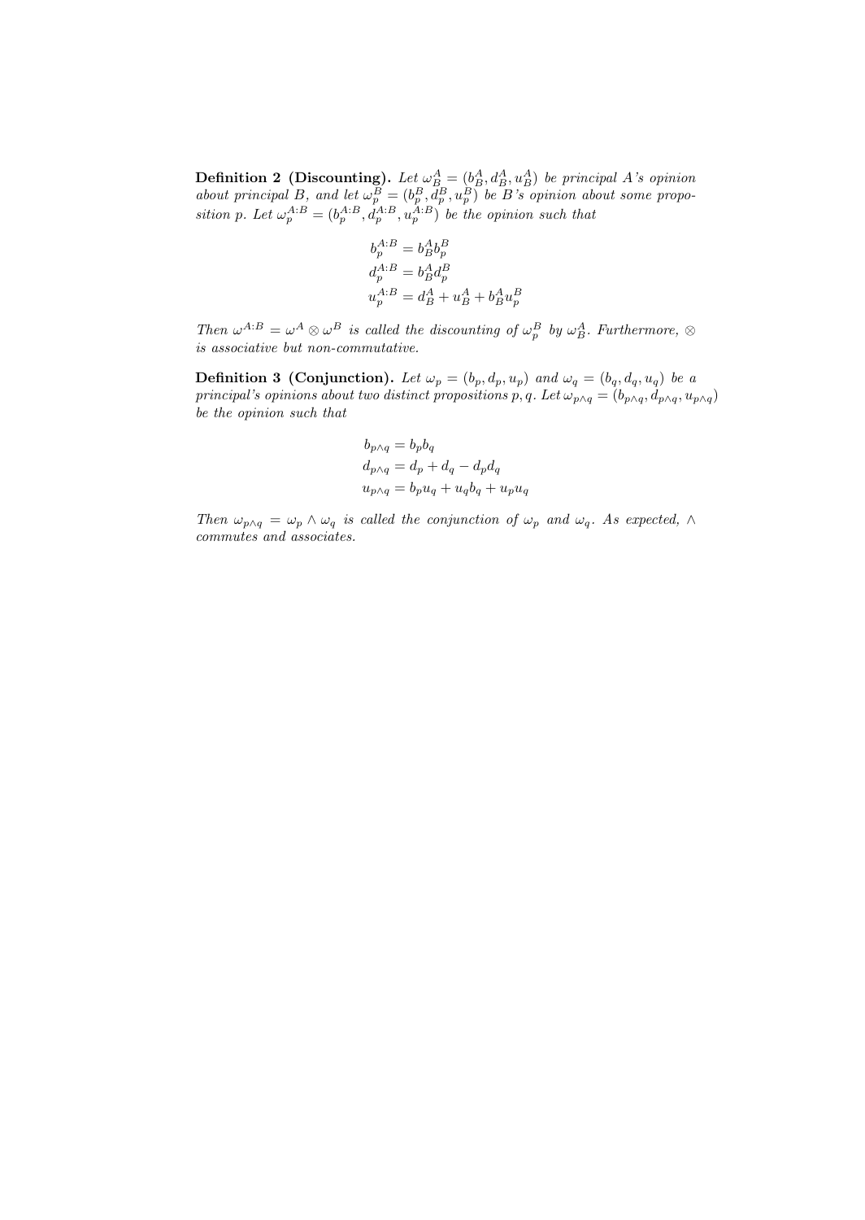**Definition 2 (Discounting).** *Let* $\omega_B^A = (b_B^A, d_B^A, u_B^A)$ *be principal* $A$*'s opinion about principal* $B$*, and let* $\omega_p^B = (b_p^B, d_p^B, u_p^B)$ *be* $B$*'s opinion about some proposition* $p$*. Let* $\omega_p^{A:B} = (b_p^{A:B}, d_p^{A:B}, u_p^{A:B})$ *be the opinion such that*

$$
\begin{aligned}
b_p^{A:B} &= b_B^A b_p^B \\
d_p^{A:B} &= b_B^A d_p^B \\
u_p^{A:B} &= d_B^A + u_B^A + b_B^A u_p^B
\end{aligned}
$$

*Then* $\omega^{A:B} = \omega^A \otimes \omega^B$ *is called the discounting of* $\omega_p^B$ *by* $\omega_B^A$*. Furthermore,* $\otimes$ *is associative but non-commutative.*

**Definition 3 (Conjunction).** *Let* $\omega_p = (b_p, d_p, u_p)$ *and* $\omega_q = (b_q, d_q, u_q)$ *be a principal's opinions about two distinct propositions* $p, q$*. Let* $\omega_{p \wedge q} = (b_{p \wedge q}, d_{p \wedge q}, u_{p \wedge q})$ *be the opinion such that*

$$
\begin{aligned}
b_{p \wedge q} &= b_p b_q \\
d_{p \wedge q} &= d_p + d_q - d_p d_q \\
u_{p \wedge q} &= b_p u_q + u_q b_q + u_p u_q
\end{aligned}
$$

*Then* $\omega_{p \wedge q} = \omega_p \wedge \omega_q$ *is called the conjunction of* $\omega_p$ *and* $\omega_q$*. As expected,* $\wedge$ *commutes and associates.*